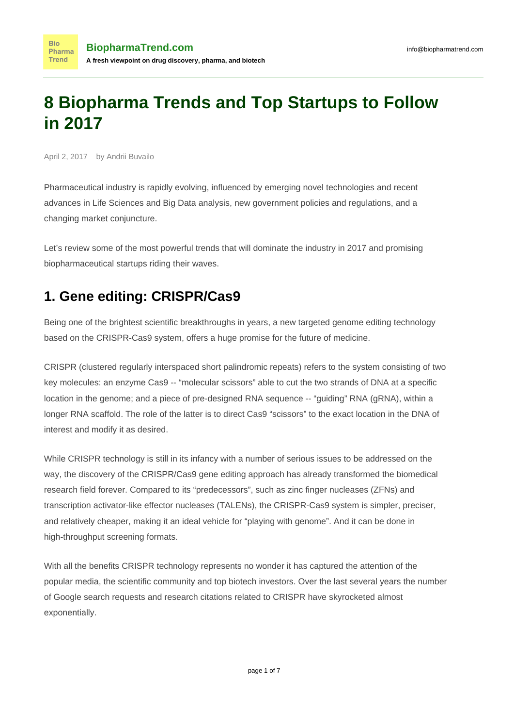# 8 Biopharma Trends and Top Startups to Follow in 2017

April 2, 2017    by Andrii Buvailo

Pharmaceutical industry is rapidly evolving, influenced by emerging novel technologies and recent advances in Life Sciences and Big Data analysis, new government policies and regulations, and a changing market conjuncture.

Let's review some of the most powerful trends that will dominate the industry in 2017 and promising biopharmaceutical startups riding their waves.

## 1. Gene editing: CRISPR/Cas9

Being one of the brightest scientific breakthroughs in years, a new targeted genome editing technology based on the CRISPR-Cas9 system, offers a huge promise for the future of medicine.

CRISPR (clustered regularly interspaced short palindromic repeats) refers to the system consisting of two key molecules: an enzyme Cas9 -- "molecular scissors" able to cut the two strands of DNA at a specific location in the genome; and a piece of pre-designed RNA sequence -- "guiding" RNA (gRNA), within a longer RNA scaffold. The role of the latter is to direct Cas9 "scissors" to the exact location in the DNA of interest and modify it as desired.

While CRISPR technology is still in its infancy with a number of serious issues to be addressed on the way, the discovery of the CRISPR/Cas9 gene editing approach has already transformed the biomedical research field forever. Compared to its "predecessors", such as zinc finger nucleases (ZFNs) and transcription activator-like effector nucleases (TALENs), the CRISPR-Cas9 system is simpler, preciser, and relatively cheaper, making it an ideal vehicle for "playing with genome". And it can be done in high-throughput screening formats.

With all the benefits CRISPR technology represents no wonder it has captured the attention of the popular media, the scientific community and top biotech investors. Over the last several years the number of Google search requests and research citations related to CRISPR have skyrocketed almost exponentially.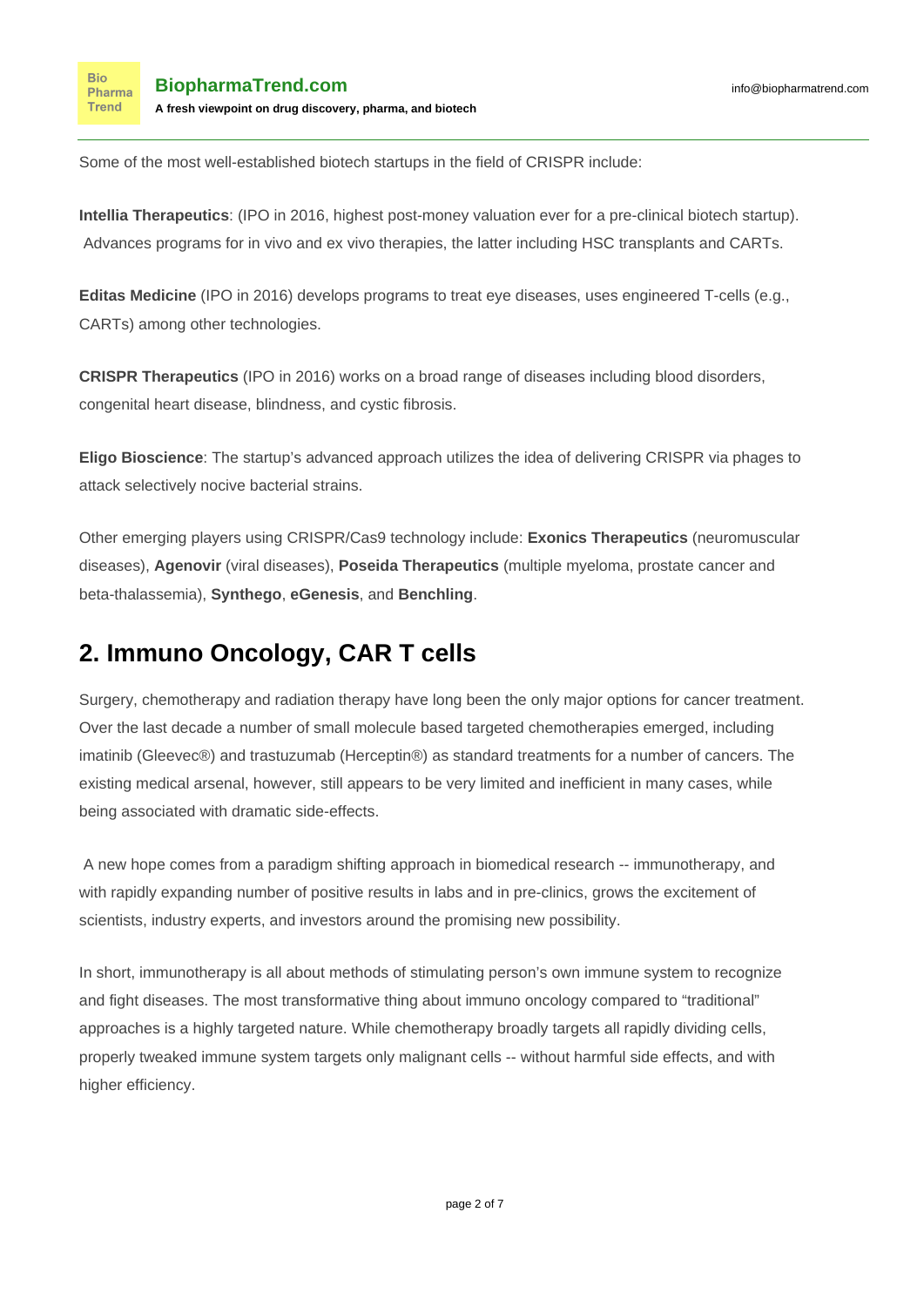Some of the most well-established biotech startups in the field of CRISPR include:

**Intellia Therapeutics**: (IPO in 2016, highest post-money valuation ever for a pre-clinical biotech startup). Advances programs for in vivo and ex vivo therapies, the latter including HSC transplants and CARTs.

**Editas Medicine** (IPO in 2016) develops programs to treat eye diseases, uses engineered T-cells (e.g., CARTs) among other technologies.

**CRISPR Therapeutics** (IPO in 2016) works on a broad range of diseases including blood disorders, congenital heart disease, blindness, and cystic fibrosis.

**Eligo Bioscience**: The startup's advanced approach utilizes the idea of delivering CRISPR via phages to attack selectively nocive bacterial strains.

Other emerging players using CRISPR/Cas9 technology include: **Exonics Therapeutics** (neuromuscular diseases), **Agenovir** (viral diseases), **Poseida Therapeutics** (multiple myeloma, prostate cancer and beta-thalassemia), **Synthego**, **eGenesis**, and **Benchling**.

## 2. Immuno Oncology, CAR T cells

Surgery, chemotherapy and radiation therapy have long been the only major options for cancer treatment. Over the last decade a number of small molecule based targeted chemotherapies emerged, including imatinib (Gleevec®) and trastuzumab (Herceptin®) as standard treatments for a number of cancers. The existing medical arsenal, however, still appears to be very limited and inefficient in many cases, while being associated with dramatic side-effects.

A new hope comes from a paradigm shifting approach in biomedical research -- immunotherapy, and with rapidly expanding number of positive results in labs and in pre-clinics, grows the excitement of scientists, industry experts, and investors around the promising new possibility.

In short, immunotherapy is all about methods of stimulating person's own immune system to recognize and fight diseases. The most transformative thing about immuno oncology compared to "traditional" approaches is a highly targeted nature. While chemotherapy broadly targets all rapidly dividing cells, properly tweaked immune system targets only malignant cells -- without harmful side effects, and with higher efficiency.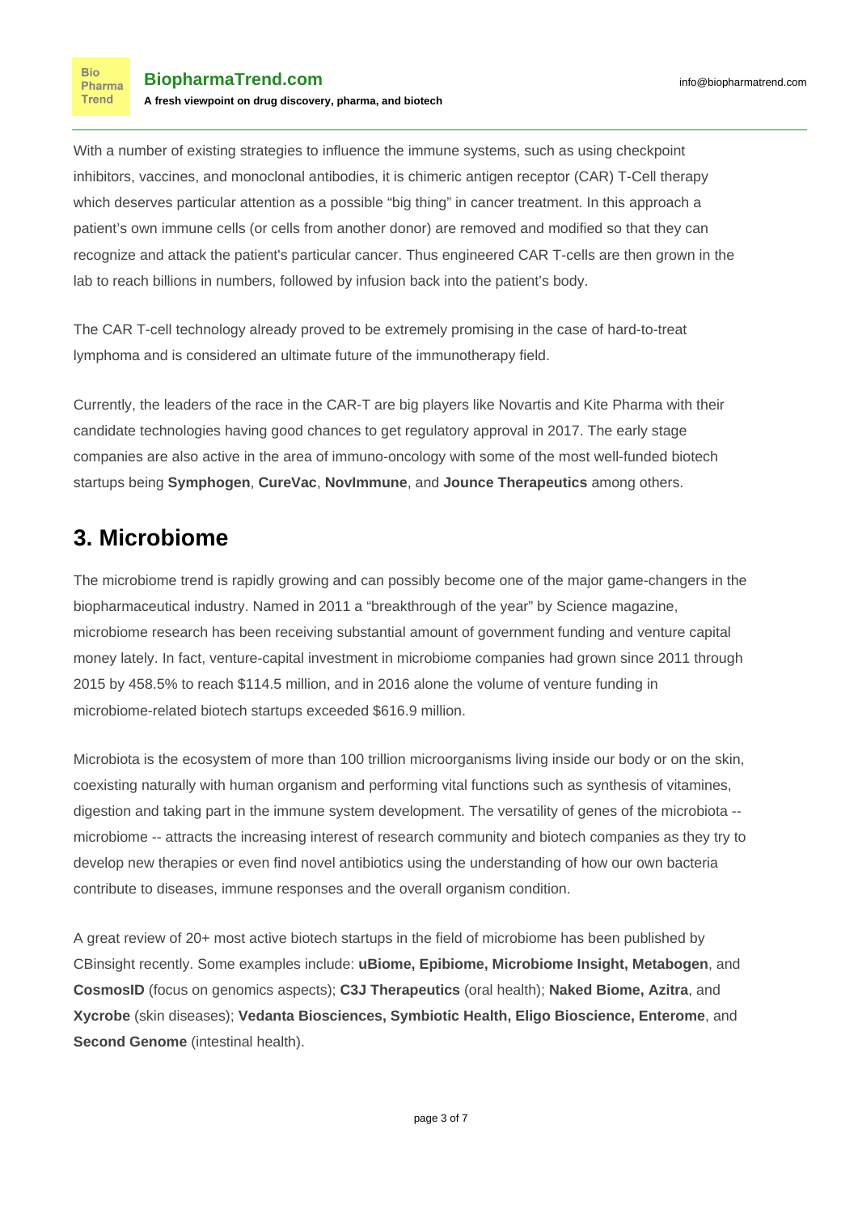With a number of existing strategies to influence the immune systems, such as using checkpoint inhibitors, vaccines, and monoclonal antibodies, it is chimeric antigen receptor (CAR) T-Cell therapy which deserves particular attention as a possible "big thing" in cancer treatment. In this approach a patient's own immune cells (or cells from another donor) are removed and modified so that they can recognize and attack the patient's particular cancer. Thus engineered CAR T-cells are then grown in the lab to reach billions in numbers, followed by infusion back into the patient's body.

The CAR T-cell technology already proved to be extremely promising in the case of hard-to-treat lymphoma and is considered an ultimate future of the immunotherapy field.

Currently, the leaders of the race in the CAR-T are big players like Novartis and Kite Pharma with their candidate technologies having good chances to get regulatory approval in 2017. The early stage companies are also active in the area of immuno-oncology with some of the most well-funded biotech startups being **Symphogen**, **CureVac**, **NovImmune**, and **Jounce Therapeutics** among others.

## 3. Microbiome

The microbiome trend is rapidly growing and can possibly become one of the major game-changers in the biopharmaceutical industry. Named in 2011 a "breakthrough of the year" by Science magazine, microbiome research has been receiving substantial amount of government funding and venture capital money lately. In fact, venture-capital investment in microbiome companies had grown since 2011 through 2015 by 458.5% to reach $114.5 million, and in 2016 alone the volume of venture funding in microbiome-related biotech startups exceeded $616.9 million.

Microbiota is the ecosystem of more than 100 trillion microorganisms living inside our body or on the skin, coexisting naturally with human organism and performing vital functions such as synthesis of vitamines, digestion and taking part in the immune system development. The versatility of genes of the microbiota -- microbiome -- attracts the increasing interest of research community and biotech companies as they try to develop new therapies or even find novel antibiotics using the understanding of how our own bacteria contribute to diseases, immune responses and the overall organism condition.

A great review of 20+ most active biotech startups in the field of microbiome has been published by CBinsight recently. Some examples include: **uBiome, Epibiome, Microbiome Insight, Metabogen**, and **CosmosID** (focus on genomics aspects); **C3J Therapeutics** (oral health); **Naked Biome, Azitra**, and **Xycrobe** (skin diseases); **Vedanta Biosciences, Symbiotic Health, Eligo Bioscience, Enterome**, and **Second Genome** (intestinal health).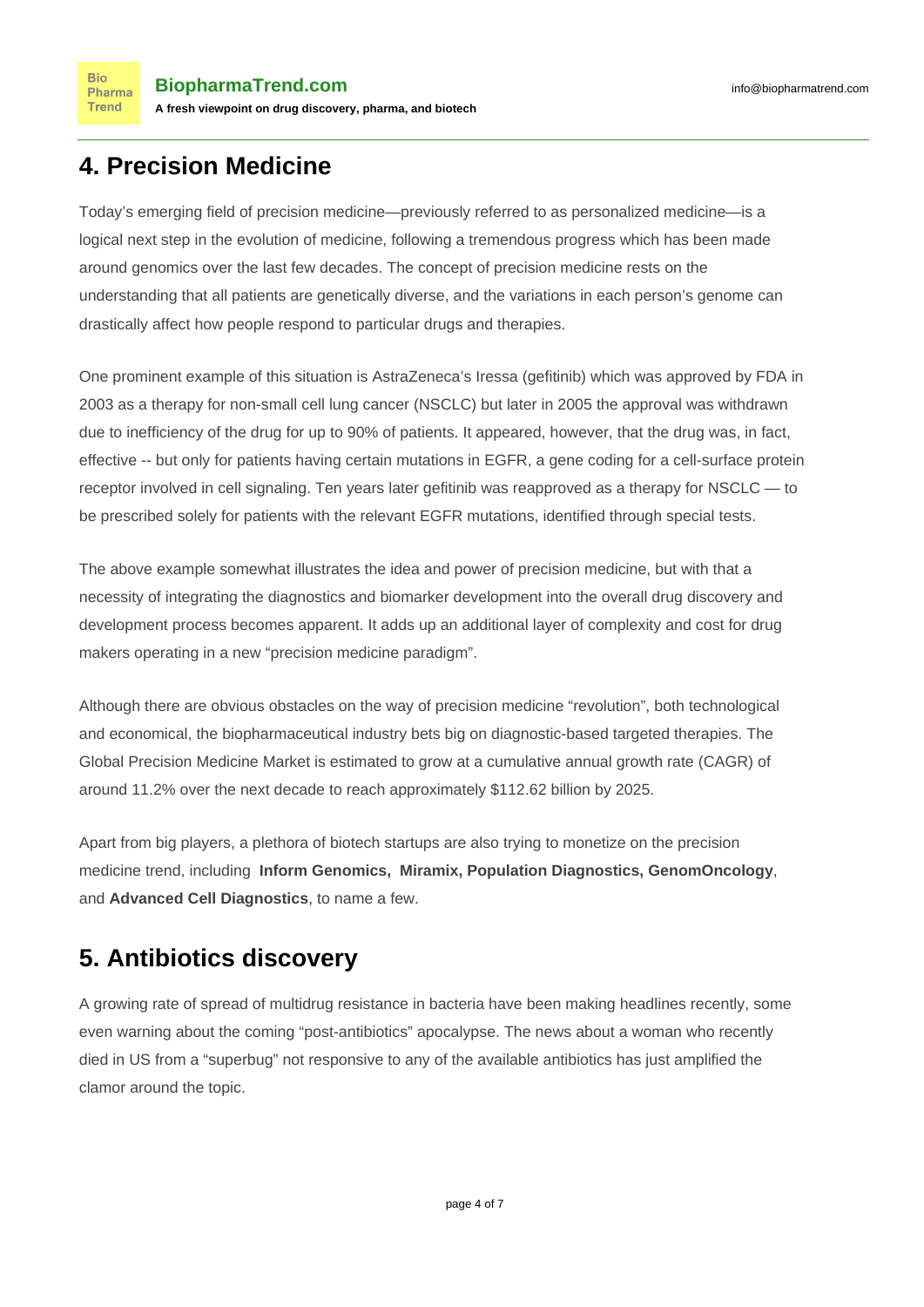## 4. Precision Medicine

Today's emerging field of precision medicine—previously referred to as personalized medicine—is a logical next step in the evolution of medicine, following a tremendous progress which has been made around genomics over the last few decades. The concept of precision medicine rests on the understanding that all patients are genetically diverse, and the variations in each person's genome can drastically affect how people respond to particular drugs and therapies.

One prominent example of this situation is AstraZeneca's Iressa (gefitinib) which was approved by FDA in 2003 as a therapy for non-small cell lung cancer (NSCLC) but later in 2005 the approval was withdrawn due to inefficiency of the drug for up to 90% of patients. It appeared, however, that the drug was, in fact, effective -- but only for patients having certain mutations in EGFR, a gene coding for a cell-surface protein receptor involved in cell signaling. Ten years later gefitinib was reapproved as a therapy for NSCLC — to be prescribed solely for patients with the relevant EGFR mutations, identified through special tests.

The above example somewhat illustrates the idea and power of precision medicine, but with that a necessity of integrating the diagnostics and biomarker development into the overall drug discovery and development process becomes apparent. It adds up an additional layer of complexity and cost for drug makers operating in a new "precision medicine paradigm".

Although there are obvious obstacles on the way of precision medicine "revolution", both technological and economical, the biopharmaceutical industry bets big on diagnostic-based targeted therapies. The Global Precision Medicine Market is estimated to grow at a cumulative annual growth rate (CAGR) of around 11.2% over the next decade to reach approximately $112.62 billion by 2025.

Apart from big players, a plethora of biotech startups are also trying to monetize on the precision medicine trend, including **Inform Genomics**, **Miramix, Population Diagnostics, GenomOncology**, and **Advanced Cell Diagnostics**, to name a few.

## 5. Antibiotics discovery

A growing rate of spread of multidrug resistance in bacteria have been making headlines recently, some even warning about the coming "post-antibiotics" apocalypse. The news about a woman who recently died in US from a "superbug" not responsive to any of the available antibiotics has just amplified the clamor around the topic.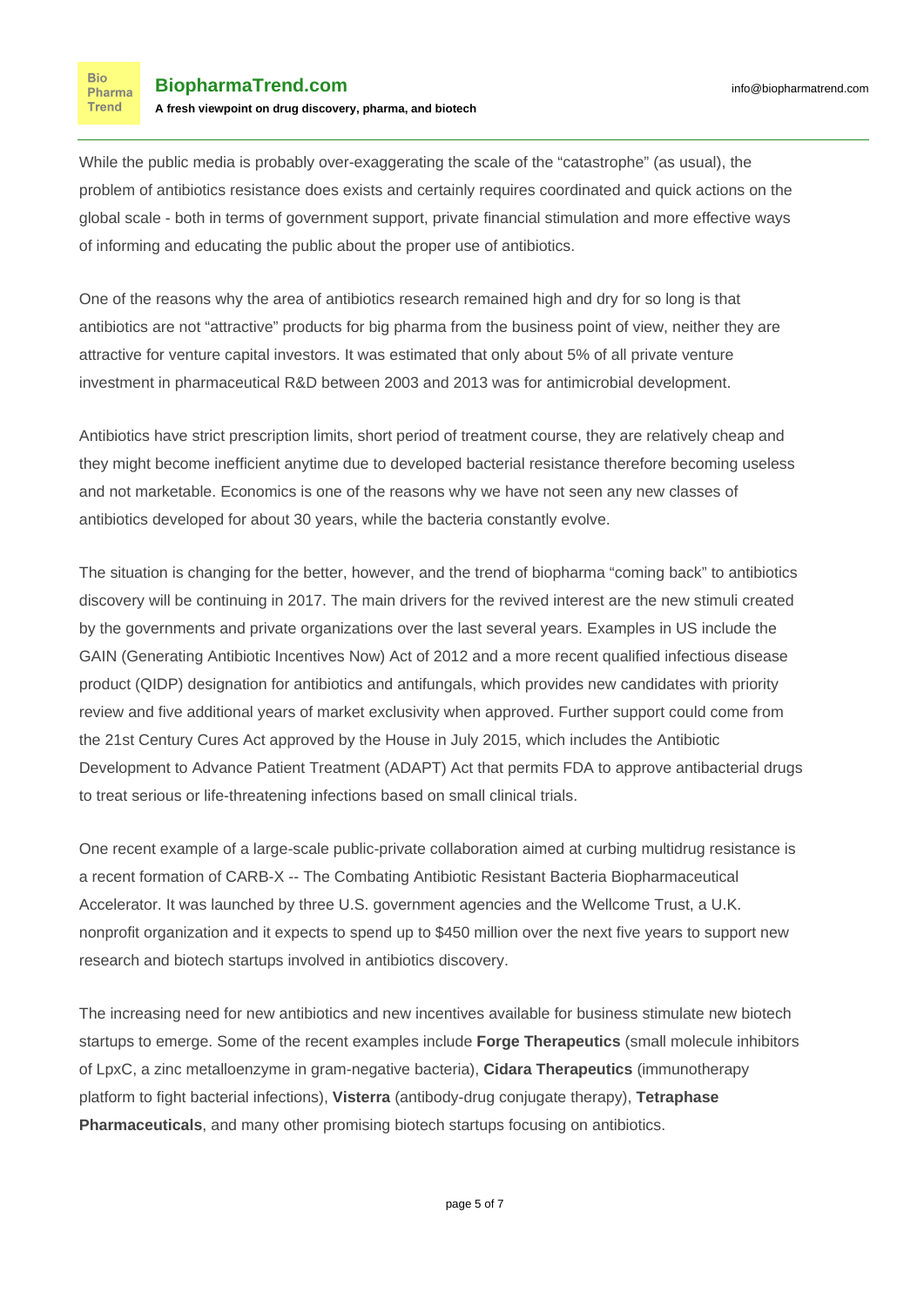While the public media is probably over-exaggerating the scale of the "catastrophe" (as usual), the problem of antibiotics resistance does exists and certainly requires coordinated and quick actions on the global scale - both in terms of government support, private financial stimulation and more effective ways of informing and educating the public about the proper use of antibiotics.

One of the reasons why the area of antibiotics research remained high and dry for so long is that antibiotics are not "attractive" products for big pharma from the business point of view, neither they are attractive for venture capital investors. It was estimated that only about 5% of all private venture investment in pharmaceutical R&D between 2003 and 2013 was for antimicrobial development.

Antibiotics have strict prescription limits, short period of treatment course, they are relatively cheap and they might become inefficient anytime due to developed bacterial resistance therefore becoming useless and not marketable. Economics is one of the reasons why we have not seen any new classes of antibiotics developed for about 30 years, while the bacteria constantly evolve.

The situation is changing for the better, however, and the trend of biopharma "coming back" to antibiotics discovery will be continuing in 2017. The main drivers for the revived interest are the new stimuli created by the governments and private organizations over the last several years. Examples in US include the GAIN (Generating Antibiotic Incentives Now) Act of 2012 and a more recent qualified infectious disease product (QIDP) designation for antibiotics and antifungals, which provides new candidates with priority review and five additional years of market exclusivity when approved. Further support could come from the 21st Century Cures Act approved by the House in July 2015, which includes the Antibiotic Development to Advance Patient Treatment (ADAPT) Act that permits FDA to approve antibacterial drugs to treat serious or life-threatening infections based on small clinical trials.

One recent example of a large-scale public-private collaboration aimed at curbing multidrug resistance is a recent formation of CARB-X -- The Combating Antibiotic Resistant Bacteria Biopharmaceutical Accelerator. It was launched by three U.S. government agencies and the Wellcome Trust, a U.K. nonprofit organization and it expects to spend up to $450 million over the next five years to support new research and biotech startups involved in antibiotics discovery.

The increasing need for new antibiotics and new incentives available for business stimulate new biotech startups to emerge. Some of the recent examples include **Forge Therapeutics** (small molecule inhibitors of LpxC, a zinc metalloenzyme in gram-negative bacteria), **Cidara Therapeutics** (immunotherapy platform to fight bacterial infections), **Visterra** (antibody-drug conjugate therapy), **Tetraphase Pharmaceuticals**, and many other promising biotech startups focusing on antibiotics.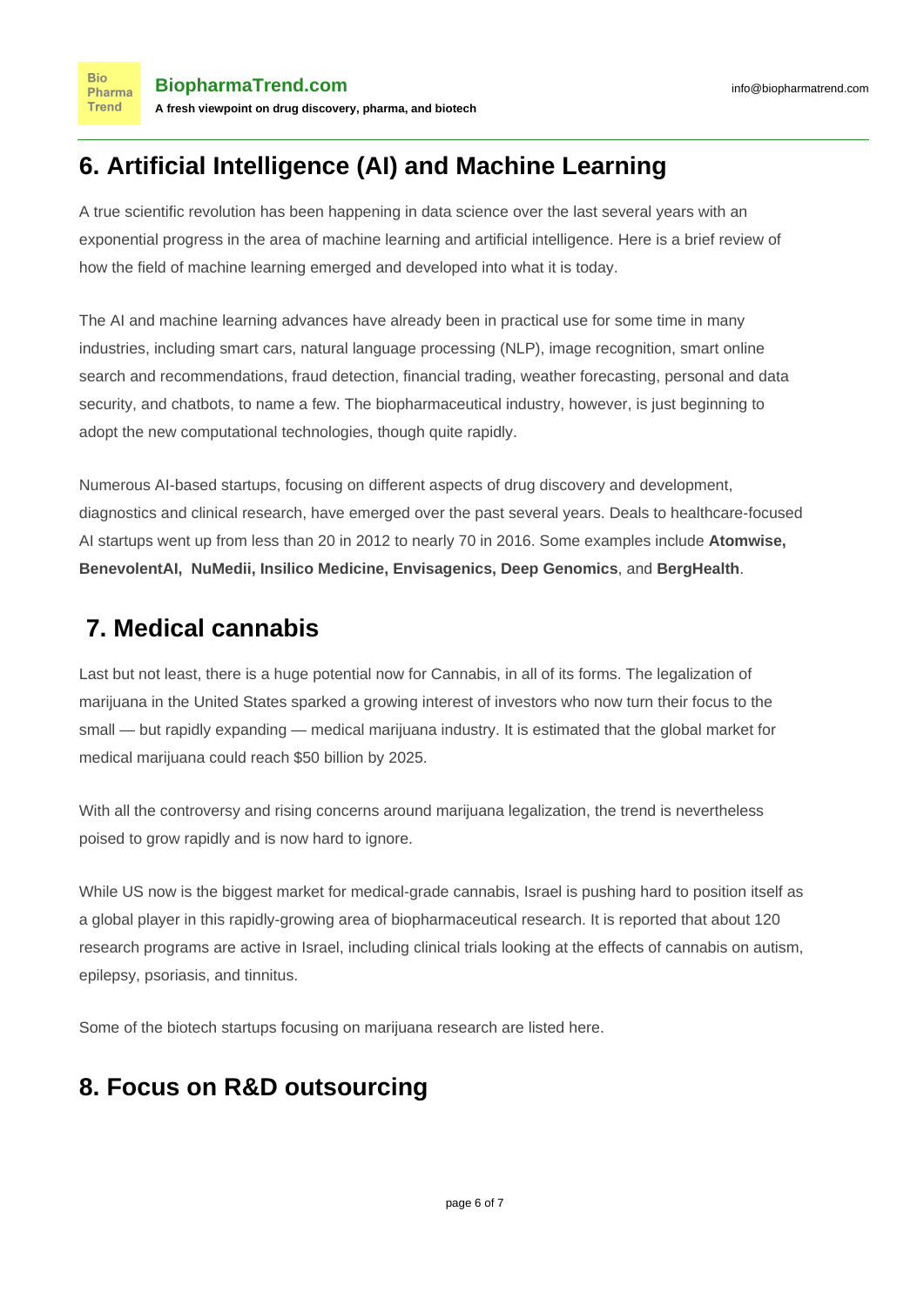## 6. Artificial Intelligence (AI) and Machine Learning

A true scientific revolution has been happening in data science over the last several years with an exponential progress in the area of machine learning and artificial intelligence. Here is a brief review of how the field of machine learning emerged and developed into what it is today.

The AI and machine learning advances have already been in practical use for some time in many industries, including smart cars, natural language processing (NLP), image recognition, smart online search and recommendations, fraud detection, financial trading, weather forecasting, personal and data security, and chatbots, to name a few. The biopharmaceutical industry, however, is just beginning to adopt the new computational technologies, though quite rapidly.

Numerous AI-based startups, focusing on different aspects of drug discovery and development, diagnostics and clinical research, have emerged over the past several years. Deals to healthcare-focused AI startups went up from less than 20 in 2012 to nearly 70 in 2016. Some examples include **Atomwise, BenevolentAI, NuMedii, Insilico Medicine, Envisagenics, Deep Genomics**, and **BergHealth**.

## 7. Medical cannabis

Last but not least, there is a huge potential now for Cannabis, in all of its forms. The legalization of marijuana in the United States sparked a growing interest of investors who now turn their focus to the small — but rapidly expanding — medical marijuana industry. It is estimated that the global market for medical marijuana could reach $50 billion by 2025.

With all the controversy and rising concerns around marijuana legalization, the trend is nevertheless poised to grow rapidly and is now hard to ignore.

While US now is the biggest market for medical-grade cannabis, Israel is pushing hard to position itself as a global player in this rapidly-growing area of biopharmaceutical research. It is reported that about 120 research programs are active in Israel, including clinical trials looking at the effects of cannabis on autism, epilepsy, psoriasis, and tinnitus.

Some of the biotech startups focusing on marijuana research are listed here.

## 8. Focus on R&D outsourcing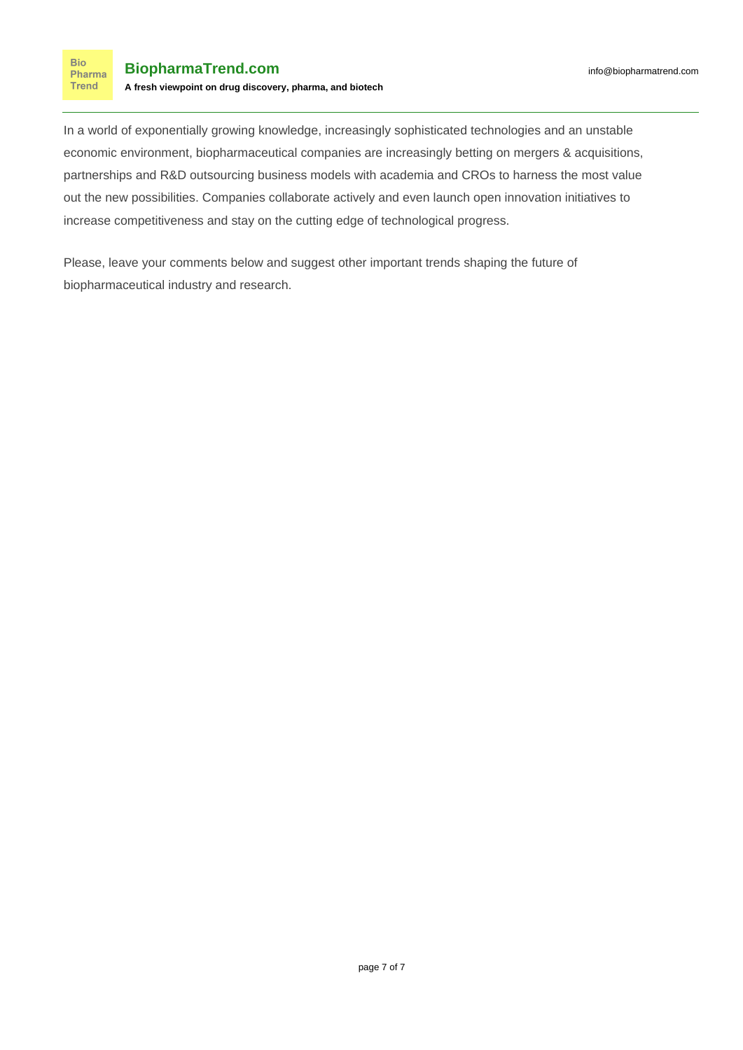In a world of exponentially growing knowledge, increasingly sophisticated technologies and an unstable economic environment, biopharmaceutical companies are increasingly betting on mergers & acquisitions, partnerships and R&D outsourcing business models with academia and CROs to harness the most value out the new possibilities. Companies collaborate actively and even launch open innovation initiatives to increase competitiveness and stay on the cutting edge of technological progress.

Please, leave your comments below and suggest other important trends shaping the future of biopharmaceutical industry and research.